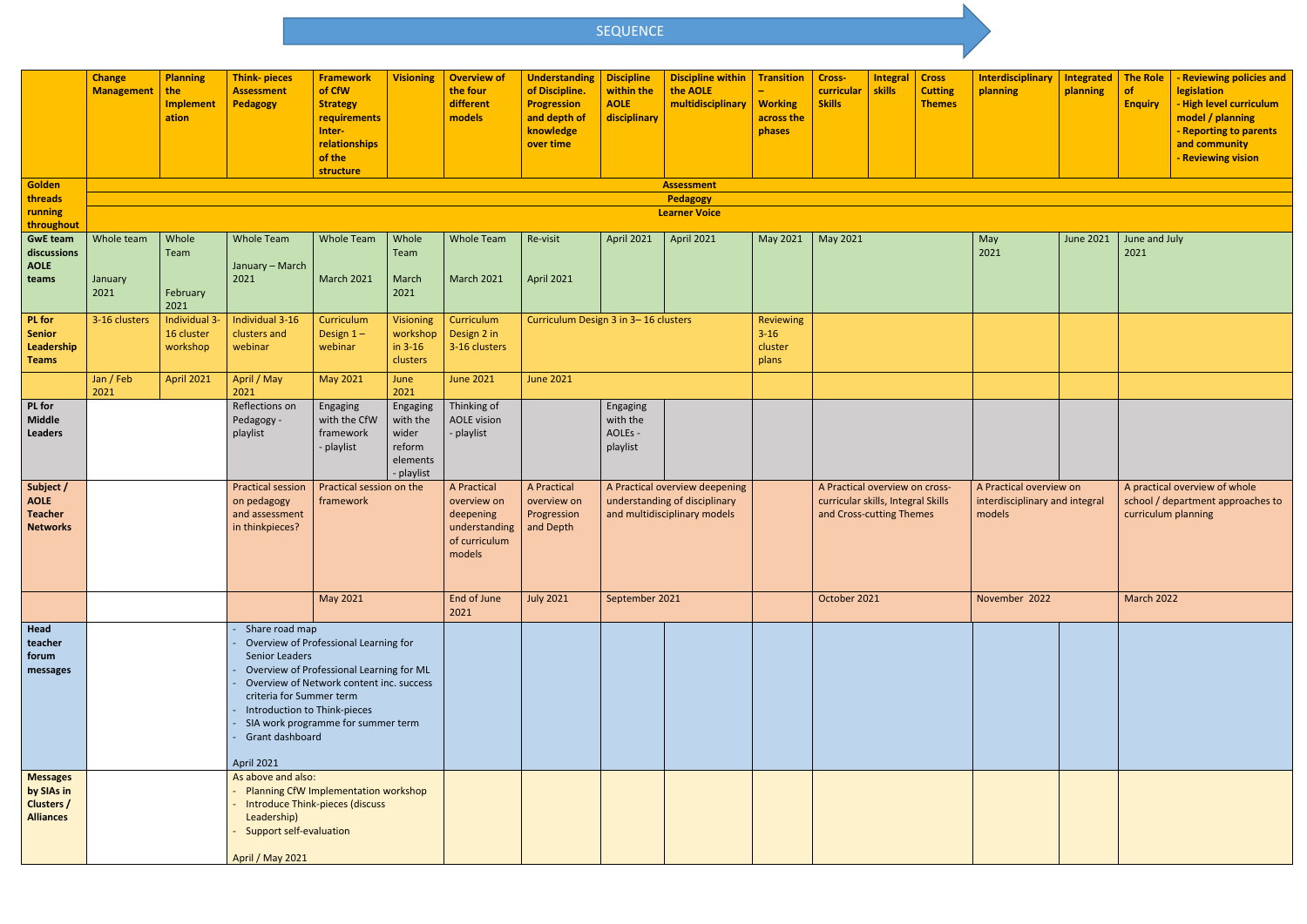SEQUENCE

| | Change Management | Planning the Implement ation | Think- pieces Assessment Pedagogy | Framework of CfW Strategy requirements Inter-relationships of the structure | Visioning | Overview of the four different models | Understanding of Discipline. Progression and depth of knowledge over time | Discipline within the AOLE disciplinary | Discipline within the AOLE multidisciplinary | Transition – Working across the phases | Cross-curricular Skills | Integral skills | Cross Cutting Themes | Interdisciplinary planning | Integrated planning | The Role of Enquiry | - Reviewing policies and legislation - High level curriculum model / planning - Reporting to parents and community - Reviewing vision |
|---|---|---|---|---|---|---|---|---|---|---|---|---|---|---|---|---|---|
| Golden threads running throughout | Assessment | | | | | | | | | | | | | | | | |
| | Pedagogy | | | | | | | | | | | | | | | | |
| | Learner Voice | | | | | | | | | | | | | | | | |
| GwE team discussions AOLE teams | Whole team January 2021 | Whole Team February 2021 | Whole Team January – March 2021 | Whole Team March 2021 | Whole Team March 2021 | Whole Team March 2021 | Re-visit April 2021 | April 2021 | April 2021 | May 2021 | May 2021 | | | May 2021 | June 2021 | June and July 2021 | |
| PL for Senior Leadership Teams | 3-16 clusters | Individual 3-16 cluster workshop | Individual 3-16 clusters and webinar | Curriculum Design 1 – webinar | Visioning workshop in 3-16 clusters | Curriculum Design 2 in 3-16 clusters | Curriculum Design 3 in 3– 16 clusters | | | Reviewing 3-16 cluster plans | | | | | | | |
| | Jan / Feb 2021 | April 2021 | April / May 2021 | May 2021 | June 2021 | June 2021 | June 2021 | | | | | | | | | | |
| PL for Middle Leaders | | | Reflections on Pedagogy - playlist | Engaging with the CfW framework - playlist | Engaging with the wider reform elements - playlist | Thinking of AOLE vision - playlist | | Engaging with the AOLEs - playlist | | | | | | | | | |
| Subject / AOLE Teacher Networks | | | Practical session on pedagogy and assessment in thinkpieces? | Practical session on the framework | | A Practical overview on deepening understanding of curriculum models | A Practical overview on Progression and Depth | A Practical overview deepening understanding of disciplinary and multidisciplinary models | | | A Practical overview on cross-curricular skills, Integral Skills and Cross-cutting Themes | | | A Practical overview on interdisciplinary and integral models | | A practical overview of whole school / department approaches to curriculum planning | |
| | | | | May 2021 | | End of June 2021 | July 2021 | September 2021 | | | October 2021 | | | November 2022 | | March 2022 | |
| Head teacher forum messages | | | - Share road map<br>- Overview of Professional Learning for Senior Leaders<br>- Overview of Professional Learning for ML<br>- Overview of Network content inc. success criteria for Summer term<br>- Introduction to Think-pieces<br>- SIA work programme for summer term<br>- Grant dashboard<br><br>April 2021 | | | | | | | | | | | | | | |
| Messages by SIAs in Clusters / Alliances | | | As above and also:<br>- Planning CfW Implementation workshop<br>- Introduce Think-pieces (discuss Leadership)<br>- Support self-evaluation<br><br>April / May 2021 | | | | | | | | | | | | | | |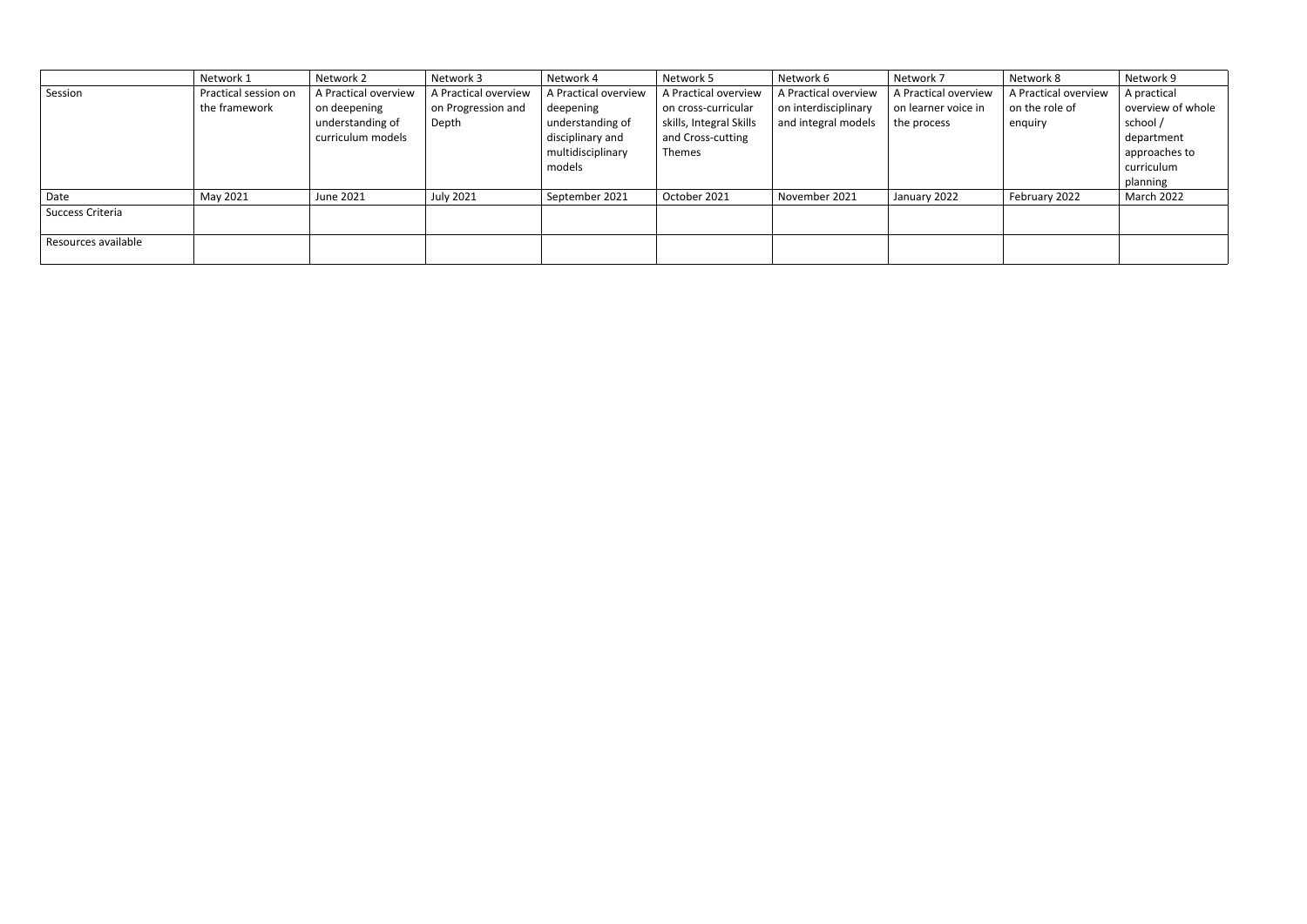| | Network 1 | Network 2 | Network 3 | Network 4 | Network 5 | Network 6 | Network 7 | Network 8 | Network 9 |
|---|---|---|---|---|---|---|---|---|---|
| Session | Practical session on the framework | A Practical overview on deepening understanding of curriculum models | A Practical overview on Progression and Depth | A Practical overview deepening understanding of disciplinary and multidisciplinary models | A Practical overview on cross-curricular skills, Integral Skills and Cross-cutting Themes | A Practical overview on interdisciplinary and integral models | A Practical overview on learner voice in the process | A Practical overview on the role of enquiry | A practical overview of whole school / department approaches to curriculum planning |
| Date | May 2021 | June 2021 | July 2021 | September 2021 | October 2021 | November 2021 | January 2022 | February 2022 | March 2022 |
| Success Criteria | | | | | | | | | |
| Resources available | | | | | | | | | |